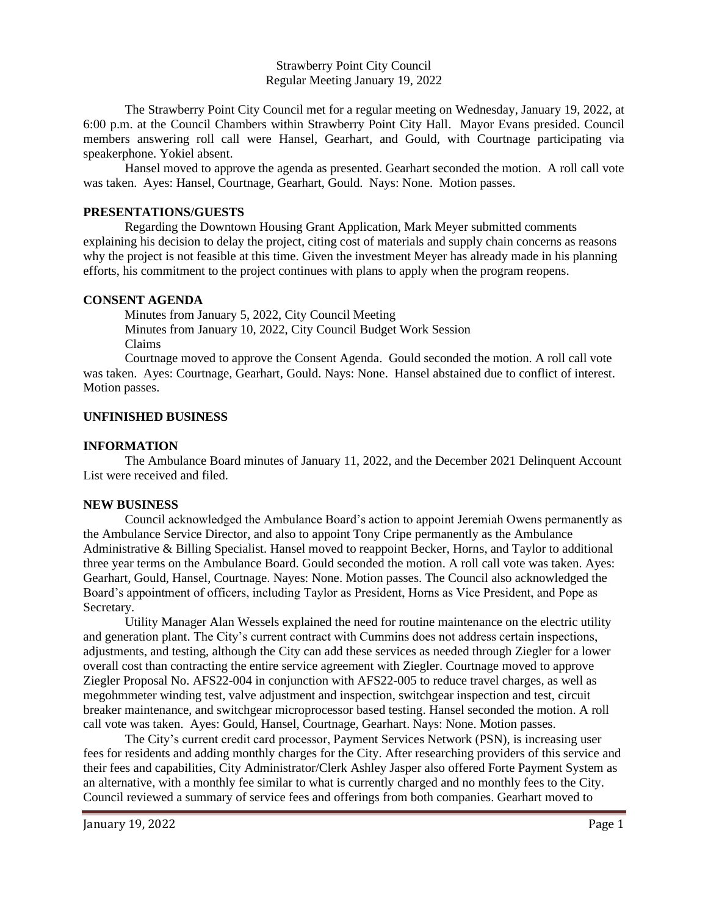Strawberry Point City Council
Regular Meeting January 19, 2022

The Strawberry Point City Council met for a regular meeting on Wednesday, January 19, 2022, at 6:00 p.m. at the Council Chambers within Strawberry Point City Hall. Mayor Evans presided. Council members answering roll call were Hansel, Gearhart, and Gould, with Courtnage participating via speakerphone. Yokiel absent.

Hansel moved to approve the agenda as presented. Gearhart seconded the motion. A roll call vote was taken. Ayes: Hansel, Courtnage, Gearhart, Gould. Nays: None. Motion passes.

**PRESENTATIONS/GUESTS**

Regarding the Downtown Housing Grant Application, Mark Meyer submitted comments explaining his decision to delay the project, citing cost of materials and supply chain concerns as reasons why the project is not feasible at this time. Given the investment Meyer has already made in his planning efforts, his commitment to the project continues with plans to apply when the program reopens.

**CONSENT AGENDA**

Minutes from January 5, 2022, City Council Meeting
Minutes from January 10, 2022, City Council Budget Work Session
Claims

Courtnage moved to approve the Consent Agenda. Gould seconded the motion. A roll call vote was taken. Ayes: Courtnage, Gearhart, Gould. Nays: None. Hansel abstained due to conflict of interest. Motion passes.

**UNFINISHED BUSINESS**

**INFORMATION**

The Ambulance Board minutes of January 11, 2022, and the December 2021 Delinquent Account List were received and filed.

**NEW BUSINESS**

Council acknowledged the Ambulance Board's action to appoint Jeremiah Owens permanently as the Ambulance Service Director, and also to appoint Tony Cripe permanently as the Ambulance Administrative & Billing Specialist. Hansel moved to reappoint Becker, Horns, and Taylor to additional three year terms on the Ambulance Board. Gould seconded the motion. A roll call vote was taken. Ayes: Gearhart, Gould, Hansel, Courtnage. Nayes: None. Motion passes. The Council also acknowledged the Board's appointment of officers, including Taylor as President, Horns as Vice President, and Pope as Secretary.

Utility Manager Alan Wessels explained the need for routine maintenance on the electric utility and generation plant. The City's current contract with Cummins does not address certain inspections, adjustments, and testing, although the City can add these services as needed through Ziegler for a lower overall cost than contracting the entire service agreement with Ziegler. Courtnage moved to approve Ziegler Proposal No. AFS22-004 in conjunction with AFS22-005 to reduce travel charges, as well as megohmmeter winding test, valve adjustment and inspection, switchgear inspection and test, circuit breaker maintenance, and switchgear microprocessor based testing. Hansel seconded the motion. A roll call vote was taken. Ayes: Gould, Hansel, Courtnage, Gearhart. Nays: None. Motion passes.

The City's current credit card processor, Payment Services Network (PSN), is increasing user fees for residents and adding monthly charges for the City. After researching providers of this service and their fees and capabilities, City Administrator/Clerk Ashley Jasper also offered Forte Payment System as an alternative, with a monthly fee similar to what is currently charged and no monthly fees to the City. Council reviewed a summary of service fees and offerings from both companies. Gearhart moved to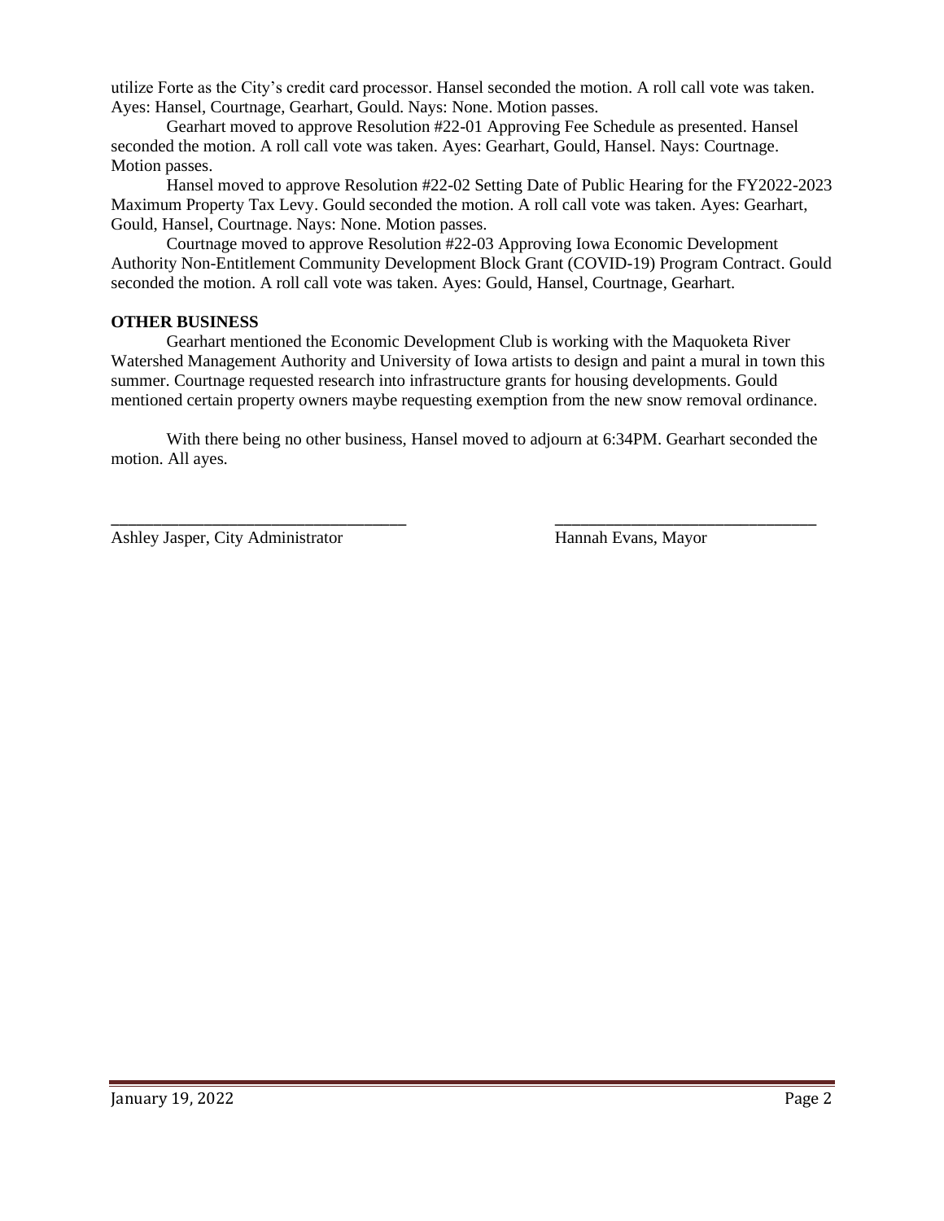utilize Forte as the City's credit card processor. Hansel seconded the motion. A roll call vote was taken. Ayes: Hansel, Courtnage, Gearhart, Gould. Nays: None. Motion passes.

Gearhart moved to approve Resolution #22-01 Approving Fee Schedule as presented. Hansel seconded the motion. A roll call vote was taken. Ayes: Gearhart, Gould, Hansel. Nays: Courtnage. Motion passes.

Hansel moved to approve Resolution #22-02 Setting Date of Public Hearing for the FY2022-2023 Maximum Property Tax Levy. Gould seconded the motion. A roll call vote was taken. Ayes: Gearhart, Gould, Hansel, Courtnage. Nays: None. Motion passes.

Courtnage moved to approve Resolution #22-03 Approving Iowa Economic Development Authority Non-Entitlement Community Development Block Grant (COVID-19) Program Contract. Gould seconded the motion. A roll call vote was taken. Ayes: Gould, Hansel, Courtnage, Gearhart.

**OTHER BUSINESS**

Gearhart mentioned the Economic Development Club is working with the Maquoketa River Watershed Management Authority and University of Iowa artists to design and paint a mural in town this summer. Courtnage requested research into infrastructure grants for housing developments. Gould mentioned certain property owners maybe requesting exemption from the new snow removal ordinance.

With there being no other business, Hansel moved to adjourn at 6:34PM. Gearhart seconded the motion. All ayes.

\_\_\_\_\_\_\_\_\_\_\_\_\_\_\_\_\_\_\_\_\_\_\_\_\_\_\_\_\_\_\_\_\_\_\_\_ \_\_\_\_\_\_\_\_\_\_\_\_\_\_\_\_\_\_\_\_\_\_\_\_\_\_\_\_\_\_\_\_

Ashley Jasper, City Administrator Hannah Evans, Mayor